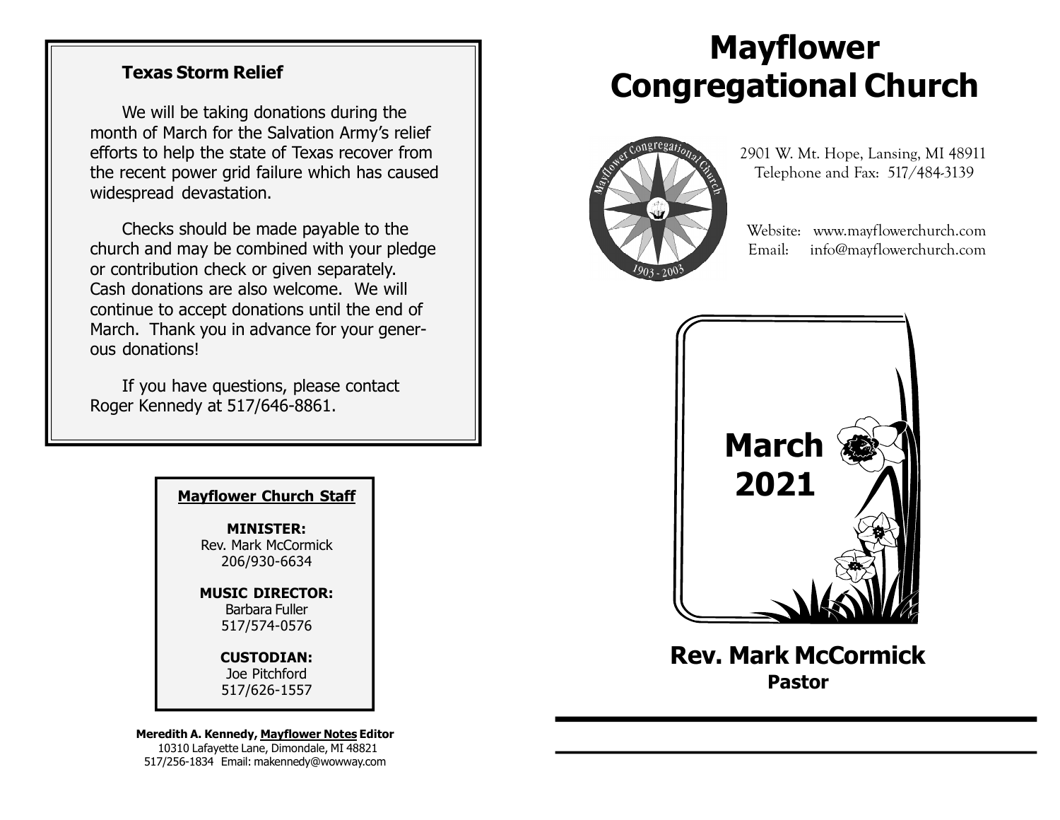### Texas Storm Relief

We will be taking donations during the month of March for the Salvation Army's relief efforts to help the state of Texas recover from the recent power grid failure which has caused widespread devastation.

Checks should be made payable to the church and may be combined with your pledge or contribution check or given separately. Cash donations are also welcome. We will continue to accept donations until the end of March. Thank you in advance for your generous donations!

If you have questions, please contact Roger Kennedy at 517/646-8861.

**Mayflower Church Staff**

**MINISTER:**
Rev. Mark McCormick
206/930-6634

**MUSIC DIRECTOR:**
Barbara Fuller
517/574-0576

**CUSTODIAN:**
Joe Pitchford
517/626-1557

**Meredith A. Kennedy, Mayflower Notes Editor**
10310 Lafayette Lane, Dimondale, MI 48821
517/256-1834 Email: makennedy@wowway.com

# Mayflower Congregational Church

Mayflower Congregational Church 1903 - 2003

2901 W. Mt. Hope, Lansing, MI 48911
Telephone and Fax: 517/484-3139

Website: www.mayflowerchurch.com
Email: info@mayflowerchurch.com

## March 2021

## Rev. Mark McCormick
**Pastor**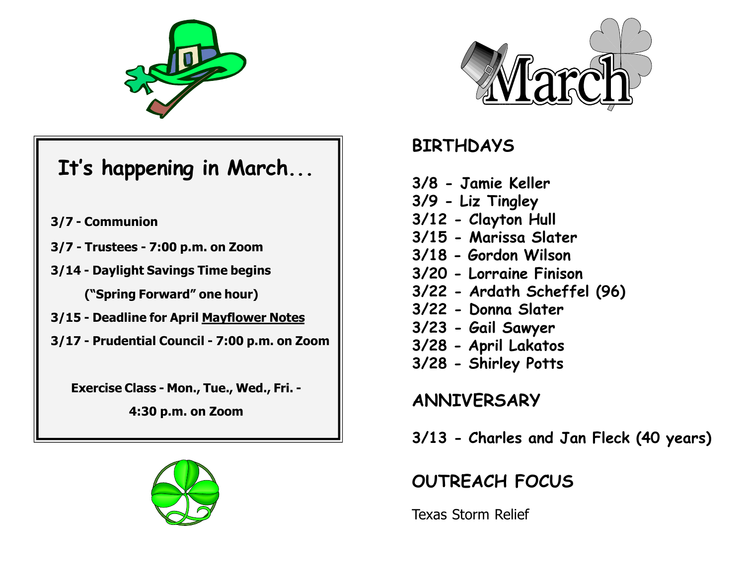# March

## It's happening in March...

**3/7 - Communion**

**3/7 - Trustees - 7:00 p.m. on Zoom**

**3/14 - Daylight Savings Time begins**

**("Spring Forward" one hour)**

**3/15 - Deadline for April Mayflower Notes**

**3/17 - Prudential Council - 7:00 p.m. on Zoom**

**Exercise Class - Mon., Tue., Wed., Fri. -**

**4:30 p.m. on Zoom**

## BIRTHDAYS

**3/8 - Jamie Keller**
**3/9 - Liz Tingley**
**3/12 - Clayton Hull**
**3/15 - Marissa Slater**
**3/18 - Gordon Wilson**
**3/20 - Lorraine Finison**
**3/22 - Ardath Scheffel (96)**
**3/22 - Donna Slater**
**3/23 - Gail Sawyer**
**3/28 - April Lakatos**
**3/28 - Shirley Potts**

## ANNIVERSARY

**3/13 - Charles and Jan Fleck (40 years)**

## OUTREACH FOCUS

Texas Storm Relief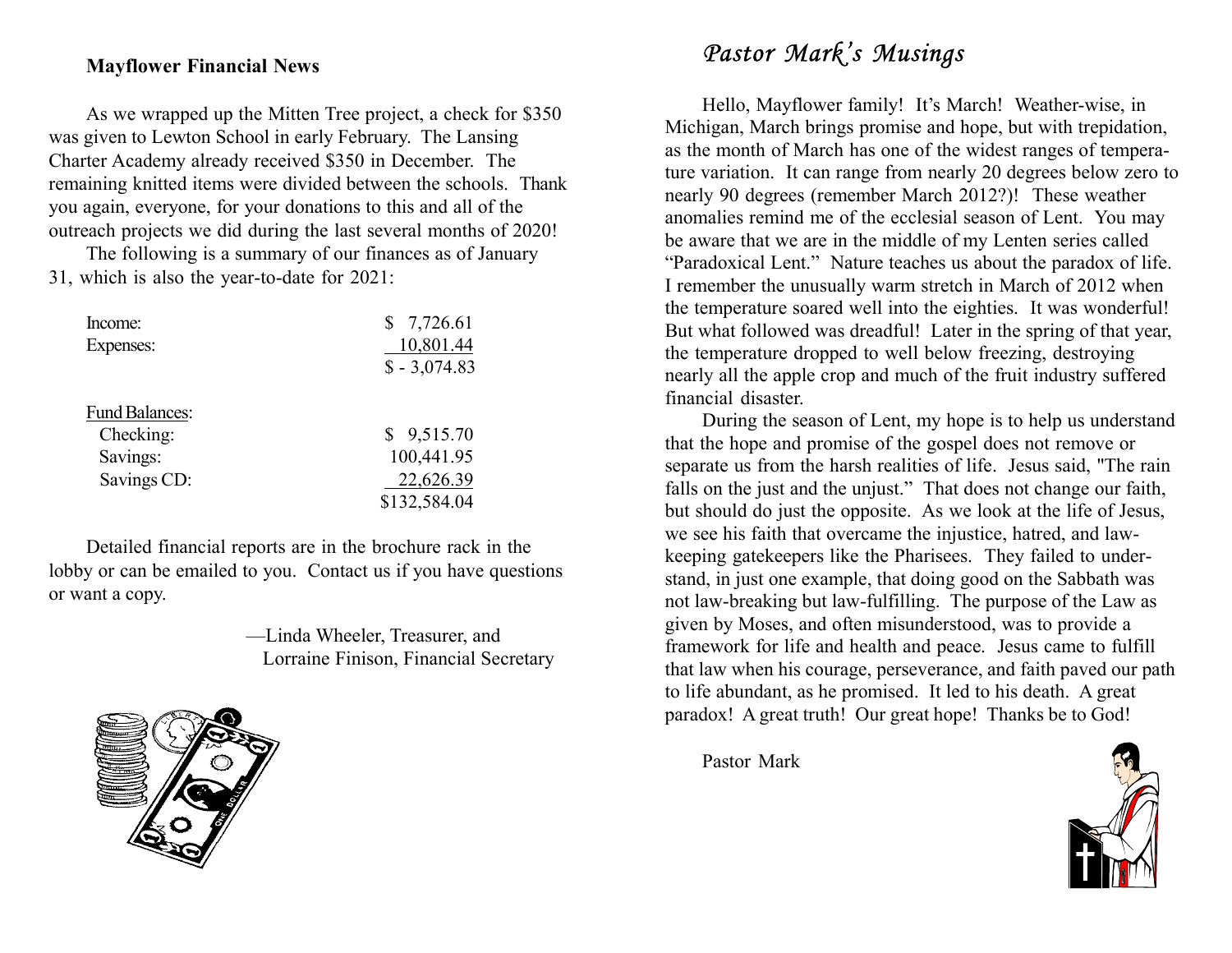## Mayflower Financial News

As we wrapped up the Mitten Tree project, a check for $350 was given to Lewton School in early February. The Lansing Charter Academy already received $350 in December. The remaining knitted items were divided between the schools. Thank you again, everyone, for your donations to this and all of the outreach projects we did during the last several months of 2020!

The following is a summary of our finances as of January 31, which is also the year-to-date for 2021:

| | |
|---|---|
| Income: | $ 7,726.61 |
| Expenses: | 10,801.44 |
| | $ - 3,074.83 |
| | |
| Fund Balances: | |
| Checking: | $ 9,515.70 |
| Savings: | 100,441.95 |
| Savings CD: | 22,626.39 |
| | $132,584.04 |

Detailed financial reports are in the brochure rack in the lobby or can be emailed to you. Contact us if you have questions or want a copy.

—Linda Wheeler, Treasurer, and
Lorraine Finison, Financial Secretary

## *Pastor Mark's Musings*

Hello, Mayflower family! It's March! Weather-wise, in Michigan, March brings promise and hope, but with trepidation, as the month of March has one of the widest ranges of temperature variation. It can range from nearly 20 degrees below zero to nearly 90 degrees (remember March 2012?)! These weather anomalies remind me of the ecclesial season of Lent. You may be aware that we are in the middle of my Lenten series called "Paradoxical Lent." Nature teaches us about the paradox of life. I remember the unusually warm stretch in March of 2012 when the temperature soared well into the eighties. It was wonderful! But what followed was dreadful! Later in the spring of that year, the temperature dropped to well below freezing, destroying nearly all the apple crop and much of the fruit industry suffered financial disaster.

During the season of Lent, my hope is to help us understand that the hope and promise of the gospel does not remove or separate us from the harsh realities of life. Jesus said, "The rain falls on the just and the unjust." That does not change our faith, but should do just the opposite. As we look at the life of Jesus, we see his faith that overcame the injustice, hatred, and law-keeping gatekeepers like the Pharisees. They failed to understand, in just one example, that doing good on the Sabbath was not law-breaking but law-fulfilling. The purpose of the Law as given by Moses, and often misunderstood, was to provide a framework for life and health and peace. Jesus came to fulfill that law when his courage, perseverance, and faith paved our path to life abundant, as he promised. It led to his death. A great paradox! A great truth! Our great hope! Thanks be to God!

Pastor Mark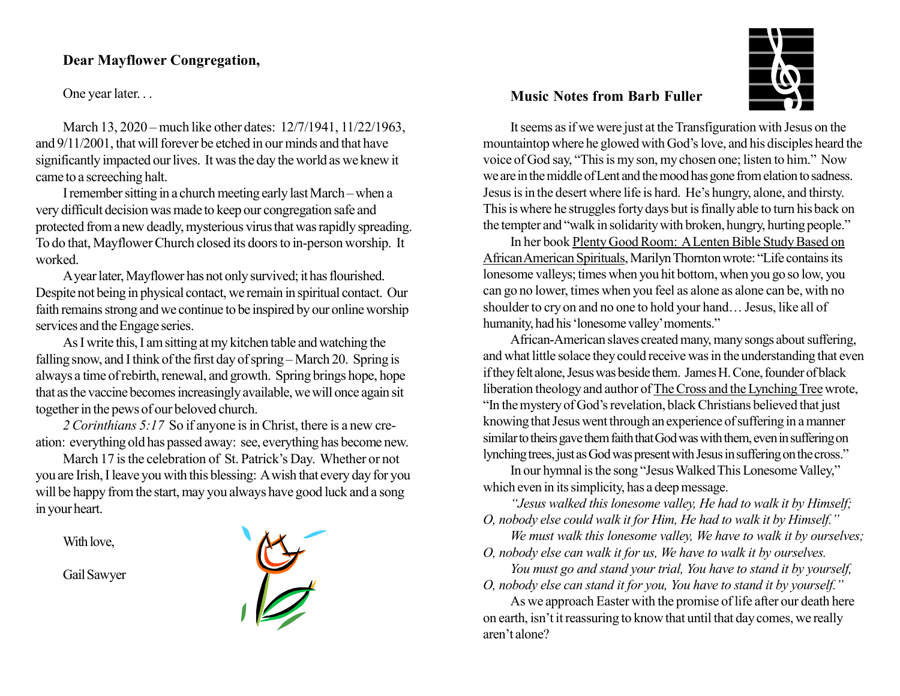**Dear Mayflower Congregation,**

One year later. . .

March 13, 2020 – much like other dates: 12/7/1941, 11/22/1963, and 9/11/2001, that will forever be etched in our minds and that have significantly impacted our lives. It was the day the world as we knew it came to a screeching halt.

I remember sitting in a church meeting early last March – when a very difficult decision was made to keep our congregation safe and protected from a new deadly, mysterious virus that was rapidly spreading. To do that, Mayflower Church closed its doors to in-person worship. It worked.

A year later, Mayflower has not only survived; it has flourished. Despite not being in physical contact, we remain in spiritual contact. Our faith remains strong and we continue to be inspired by our online worship services and the Engage series.

As I write this, I am sitting at my kitchen table and watching the falling snow, and I think of the first day of spring – March 20. Spring is always a time of rebirth, renewal, and growth. Spring brings hope, hope that as the vaccine becomes increasingly available, we will once again sit together in the pews of our beloved church.

*2 Corinthians 5:17* So if anyone is in Christ, there is a new creation: everything old has passed away: see, everything has become new.

March 17 is the celebration of St. Patrick's Day. Whether or not you are Irish, I leave you with this blessing: A wish that every day for you will be happy from the start, may you always have good luck and a song in your heart.

With love,

Gail Sawyer

**Music Notes from Barb Fuller**

It seems as if we were just at the Transfiguration with Jesus on the mountaintop where he glowed with God's love, and his disciples heard the voice of God say, "This is my son, my chosen one; listen to him." Now we are in the middle of Lent and the mood has gone from elation to sadness. Jesus is in the desert where life is hard. He's hungry, alone, and thirsty. This is where he struggles forty days but is finally able to turn his back on the tempter and "walk in solidarity with broken, hungry, hurting people."

In her book Plenty Good Room: A Lenten Bible Study Based on African American Spirituals, Marilyn Thornton wrote: "Life contains its lonesome valleys; times when you hit bottom, when you go so low, you can go no lower, times when you feel as alone as alone can be, with no shoulder to cry on and no one to hold your hand… Jesus, like all of humanity, had his 'lonesome valley' moments."

African-American slaves created many, many songs about suffering, and what little solace they could receive was in the understanding that even if they felt alone, Jesus was beside them. James H. Cone, founder of black liberation theology and author of The Cross and the Lynching Tree wrote, "In the mystery of God's revelation, black Christians believed that just knowing that Jesus went through an experience of suffering in a manner similar to theirs gave them faith that God was with them, even in suffering on lynching trees, just as God was present with Jesus in suffering on the cross."

In our hymnal is the song "Jesus Walked This Lonesome Valley," which even in its simplicity, has a deep message.

*"Jesus walked this lonesome valley, He had to walk it by Himself;*
*O, nobody else could walk it for Him, He had to walk it by Himself."*

*We must walk this lonesome valley, We have to walk it by ourselves;*
*O, nobody else can walk it for us, We have to walk it by ourselves.*

*You must go and stand your trial, You have to stand it by yourself,*
*O, nobody else can stand it for you, You have to stand it by yourself."*

As we approach Easter with the promise of life after our death here on earth, isn't it reassuring to know that until that day comes, we really aren't alone?